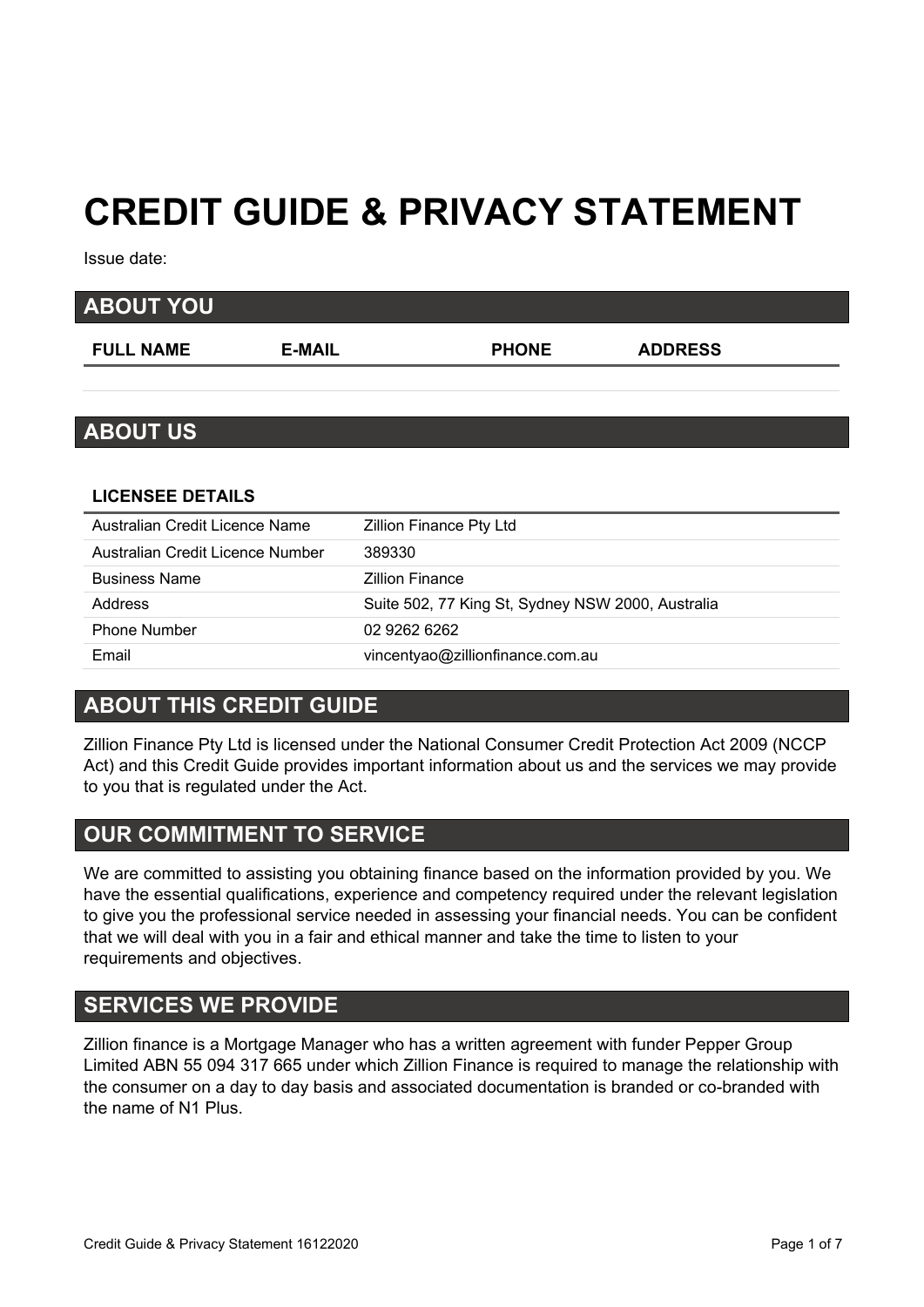# CREDIT GUIDE & PRIVACY STATEMENT

Issue date:

## ABOUT YOU

| FULL NAME | E-MAIL | PHONE | ADDRESS |
|---|---|---|---|
| | | | |

## ABOUT US

### LICENSEE DETAILS

| | |
|---|---|
| Australian Credit Licence Name | Zillion Finance Pty Ltd |
| Australian Credit Licence Number | 389330 |
| Business Name | Zillion Finance |
| Address | Suite 502, 77 King St, Sydney NSW 2000, Australia |
| Phone Number | 02 9262 6262 |
| Email | vincentyao@zillionfinance.com.au |

## ABOUT THIS CREDIT GUIDE

Zillion Finance Pty Ltd is licensed under the National Consumer Credit Protection Act 2009 (NCCP Act) and this Credit Guide provides important information about us and the services we may provide to you that is regulated under the Act.

## OUR COMMITMENT TO SERVICE

We are committed to assisting you obtaining finance based on the information provided by you. We have the essential qualifications, experience and competency required under the relevant legislation to give you the professional service needed in assessing your financial needs. You can be confident that we will deal with you in a fair and ethical manner and take the time to listen to your requirements and objectives.

## SERVICES WE PROVIDE

Zillion finance is a Mortgage Manager who has a written agreement with funder Pepper Group Limited ABN 55 094 317 665 under which Zillion Finance is required to manage the relationship with the consumer on a day to day basis and associated documentation is branded or co-branded with the name of N1 Plus.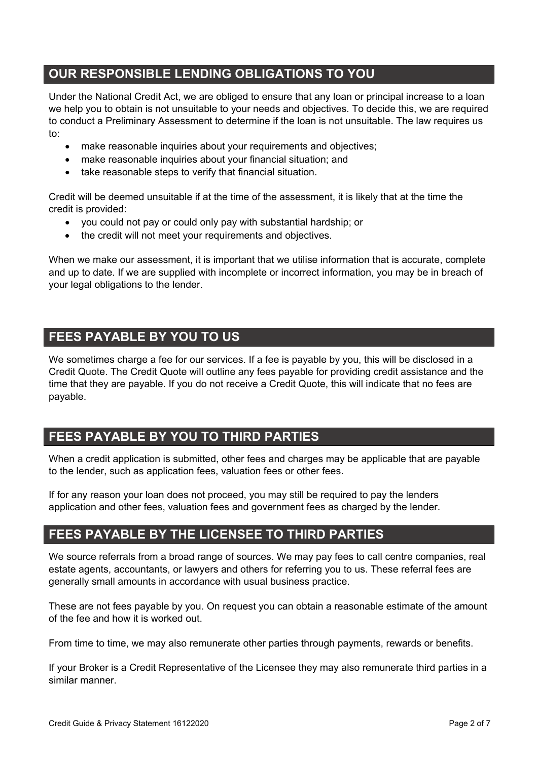## OUR RESPONSIBLE LENDING OBLIGATIONS TO YOU

Under the National Credit Act, we are obliged to ensure that any loan or principal increase to a loan we help you to obtain is not unsuitable to your needs and objectives. To decide this, we are required to conduct a Preliminary Assessment to determine if the loan is not unsuitable. The law requires us to:

- make reasonable inquiries about your requirements and objectives;
- make reasonable inquiries about your financial situation; and
- take reasonable steps to verify that financial situation.

Credit will be deemed unsuitable if at the time of the assessment, it is likely that at the time the credit is provided:

- you could not pay or could only pay with substantial hardship; or
- the credit will not meet your requirements and objectives.

When we make our assessment, it is important that we utilise information that is accurate, complete and up to date. If we are supplied with incomplete or incorrect information, you may be in breach of your legal obligations to the lender.

## FEES PAYABLE BY YOU TO US

We sometimes charge a fee for our services. If a fee is payable by you, this will be disclosed in a Credit Quote. The Credit Quote will outline any fees payable for providing credit assistance and the time that they are payable. If you do not receive a Credit Quote, this will indicate that no fees are payable.

## FEES PAYABLE BY YOU TO THIRD PARTIES

When a credit application is submitted, other fees and charges may be applicable that are payable to the lender, such as application fees, valuation fees or other fees.

If for any reason your loan does not proceed, you may still be required to pay the lenders application and other fees, valuation fees and government fees as charged by the lender.

## FEES PAYABLE BY THE LICENSEE TO THIRD PARTIES

We source referrals from a broad range of sources. We may pay fees to call centre companies, real estate agents, accountants, or lawyers and others for referring you to us. These referral fees are generally small amounts in accordance with usual business practice.

These are not fees payable by you. On request you can obtain a reasonable estimate of the amount of the fee and how it is worked out.

From time to time, we may also remunerate other parties through payments, rewards or benefits.

If your Broker is a Credit Representative of the Licensee they may also remunerate third parties in a similar manner.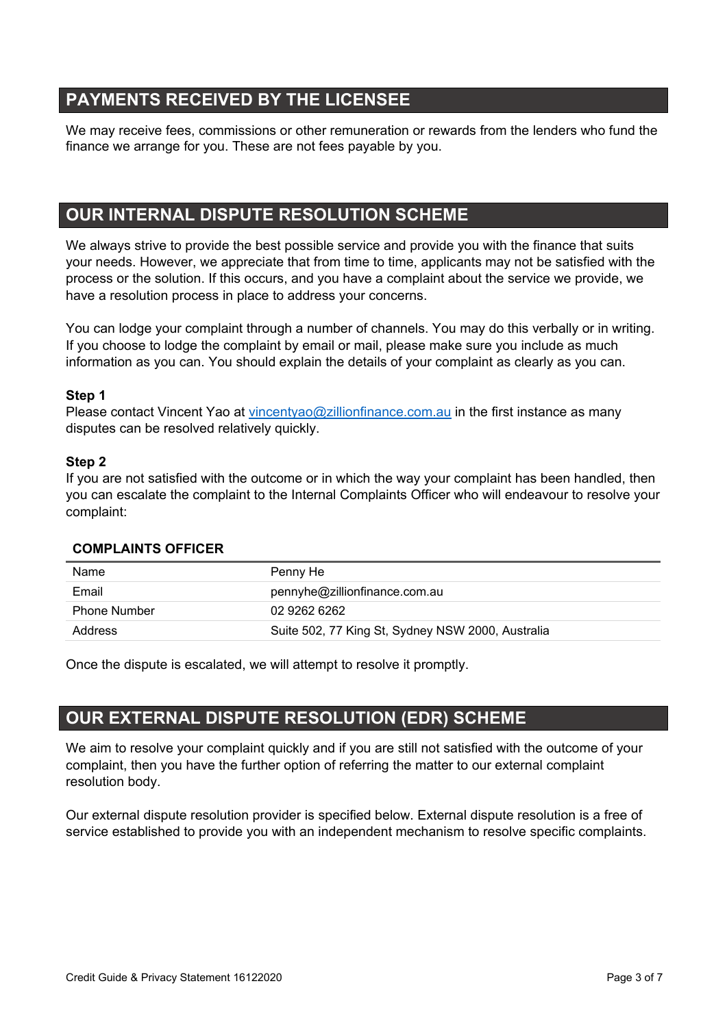## PAYMENTS RECEIVED BY THE LICENSEE

We may receive fees, commissions or other remuneration or rewards from the lenders who fund the finance we arrange for you. These are not fees payable by you.

## OUR INTERNAL DISPUTE RESOLUTION SCHEME

We always strive to provide the best possible service and provide you with the finance that suits your needs. However, we appreciate that from time to time, applicants may not be satisfied with the process or the solution. If this occurs, and you have a complaint about the service we provide, we have a resolution process in place to address your concerns.

You can lodge your complaint through a number of channels. You may do this verbally or in writing. If you choose to lodge the complaint by email or mail, please make sure you include as much information as you can. You should explain the details of your complaint as clearly as you can.

**Step 1**
Please contact Vincent Yao at vincentyao@zillionfinance.com.au in the first instance as many disputes can be resolved relatively quickly.

**Step 2**
If you are not satisfied with the outcome or in which the way your complaint has been handled, then you can escalate the complaint to the Internal Complaints Officer who will endeavour to resolve your complaint:

**COMPLAINTS OFFICER**

| | |
|---|---|
| Name | Penny He |
| Email | pennyhe@zillionfinance.com.au |
| Phone Number | 02 9262 6262 |
| Address | Suite 502, 77 King St, Sydney NSW 2000, Australia |

Once the dispute is escalated, we will attempt to resolve it promptly.

## OUR EXTERNAL DISPUTE RESOLUTION (EDR) SCHEME

We aim to resolve your complaint quickly and if you are still not satisfied with the outcome of your complaint, then you have the further option of referring the matter to our external complaint resolution body.

Our external dispute resolution provider is specified below. External dispute resolution is a free of service established to provide you with an independent mechanism to resolve specific complaints.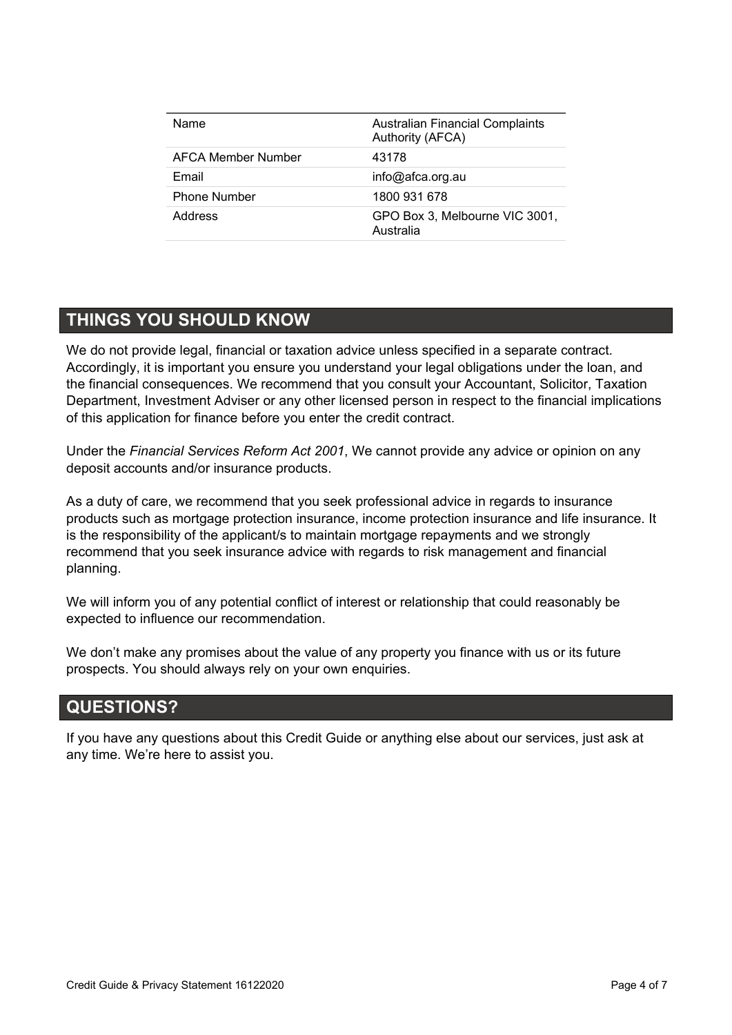| Name | Australian Financial Complaints Authority (AFCA) |
| --- | --- |
| AFCA Member Number | 43178 |
| Email | info@afca.org.au |
| Phone Number | 1800 931 678 |
| Address | GPO Box 3, Melbourne VIC 3001, Australia |

## THINGS YOU SHOULD KNOW

We do not provide legal, financial or taxation advice unless specified in a separate contract. Accordingly, it is important you ensure you understand your legal obligations under the loan, and the financial consequences. We recommend that you consult your Accountant, Solicitor, Taxation Department, Investment Adviser or any other licensed person in respect to the financial implications of this application for finance before you enter the credit contract.

Under the *Financial Services Reform Act 2001*, We cannot provide any advice or opinion on any deposit accounts and/or insurance products.

As a duty of care, we recommend that you seek professional advice in regards to insurance products such as mortgage protection insurance, income protection insurance and life insurance. It is the responsibility of the applicant/s to maintain mortgage repayments and we strongly recommend that you seek insurance advice with regards to risk management and financial planning.

We will inform you of any potential conflict of interest or relationship that could reasonably be expected to influence our recommendation.

We don't make any promises about the value of any property you finance with us or its future prospects. You should always rely on your own enquiries.

## QUESTIONS?

If you have any questions about this Credit Guide or anything else about our services, just ask at any time. We're here to assist you.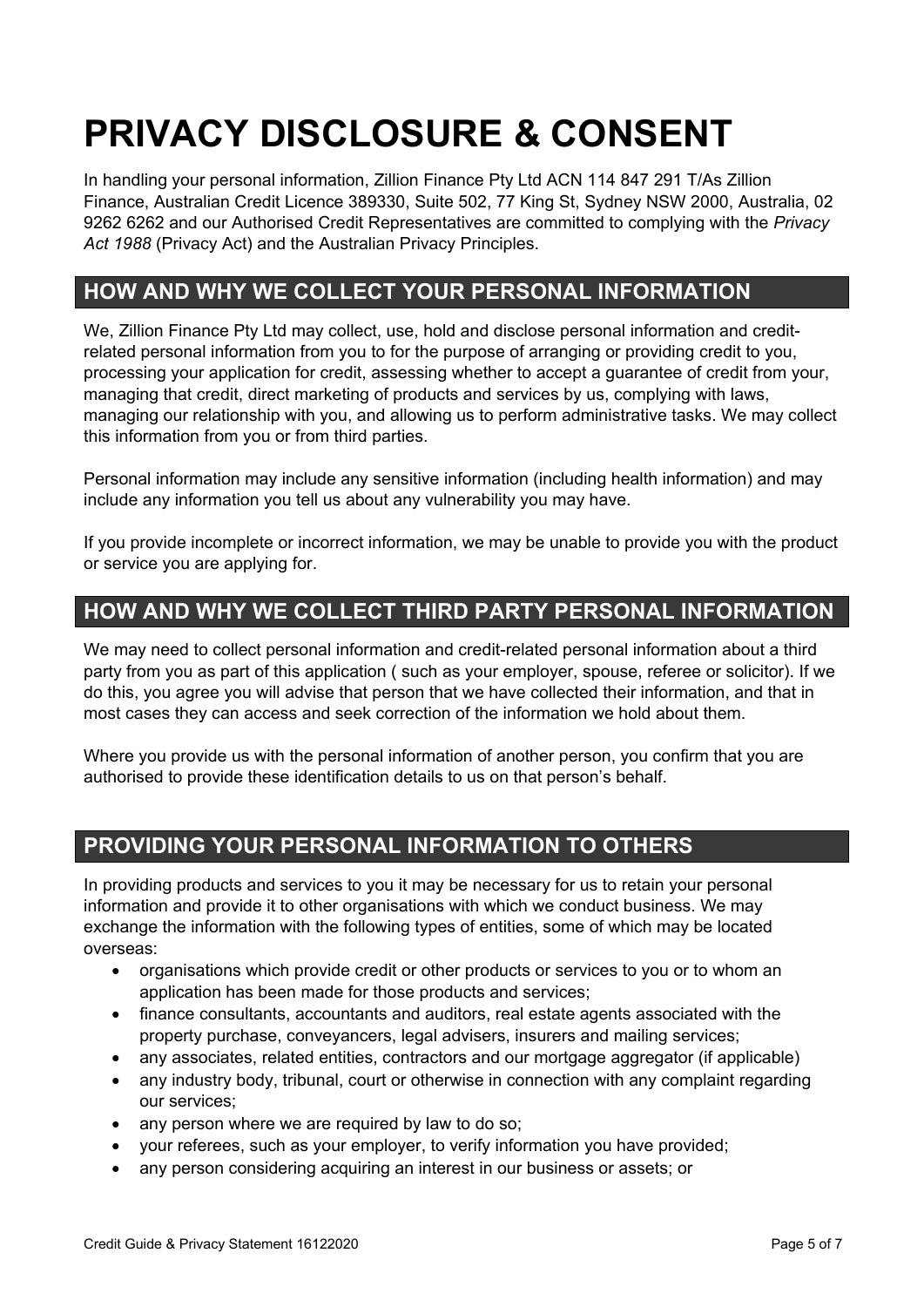# PRIVACY DISCLOSURE & CONSENT

In handling your personal information, Zillion Finance Pty Ltd ACN 114 847 291 T/As Zillion Finance, Australian Credit Licence 389330, Suite 502, 77 King St, Sydney NSW 2000, Australia, 02 9262 6262 and our Authorised Credit Representatives are committed to complying with the *Privacy Act 1988* (Privacy Act) and the Australian Privacy Principles.

## HOW AND WHY WE COLLECT YOUR PERSONAL INFORMATION

We, Zillion Finance Pty Ltd may collect, use, hold and disclose personal information and credit-related personal information from you to for the purpose of arranging or providing credit to you, processing your application for credit, assessing whether to accept a guarantee of credit from your, managing that credit, direct marketing of products and services by us, complying with laws, managing our relationship with you, and allowing us to perform administrative tasks. We may collect this information from you or from third parties.

Personal information may include any sensitive information (including health information) and may include any information you tell us about any vulnerability you may have.

If you provide incomplete or incorrect information, we may be unable to provide you with the product or service you are applying for.

## HOW AND WHY WE COLLECT THIRD PARTY PERSONAL INFORMATION

We may need to collect personal information and credit-related personal information about a third party from you as part of this application ( such as your employer, spouse, referee or solicitor). If we do this, you agree you will advise that person that we have collected their information, and that in most cases they can access and seek correction of the information we hold about them.

Where you provide us with the personal information of another person, you confirm that you are authorised to provide these identification details to us on that person's behalf.

## PROVIDING YOUR PERSONAL INFORMATION TO OTHERS

In providing products and services to you it may be necessary for us to retain your personal information and provide it to other organisations with which we conduct business. We may exchange the information with the following types of entities, some of which may be located overseas:

- organisations which provide credit or other products or services to you or to whom an application has been made for those products and services;
- finance consultants, accountants and auditors, real estate agents associated with the property purchase, conveyancers, legal advisers, insurers and mailing services;
- any associates, related entities, contractors and our mortgage aggregator (if applicable)
- any industry body, tribunal, court or otherwise in connection with any complaint regarding our services;
- any person where we are required by law to do so;
- your referees, such as your employer, to verify information you have provided;
- any person considering acquiring an interest in our business or assets; or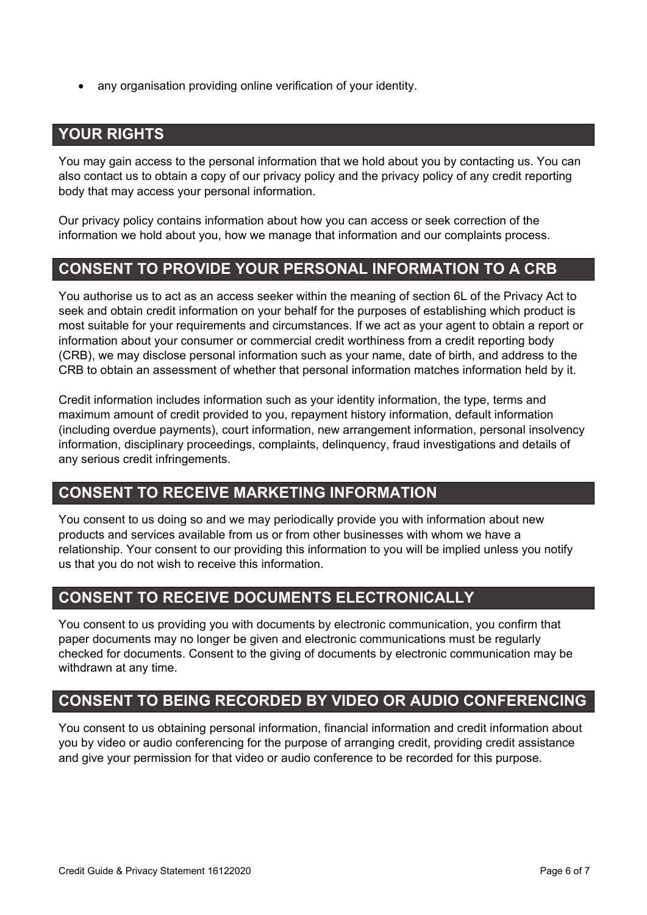- any organisation providing online verification of your identity.

## YOUR RIGHTS

You may gain access to the personal information that we hold about you by contacting us. You can also contact us to obtain a copy of our privacy policy and the privacy policy of any credit reporting body that may access your personal information.

Our privacy policy contains information about how you can access or seek correction of the information we hold about you, how we manage that information and our complaints process.

## CONSENT TO PROVIDE YOUR PERSONAL INFORMATION TO A CRB

You authorise us to act as an access seeker within the meaning of section 6L of the Privacy Act to seek and obtain credit information on your behalf for the purposes of establishing which product is most suitable for your requirements and circumstances. If we act as your agent to obtain a report or information about your consumer or commercial credit worthiness from a credit reporting body (CRB), we may disclose personal information such as your name, date of birth, and address to the CRB to obtain an assessment of whether that personal information matches information held by it.

Credit information includes information such as your identity information, the type, terms and maximum amount of credit provided to you, repayment history information, default information (including overdue payments), court information, new arrangement information, personal insolvency information, disciplinary proceedings, complaints, delinquency, fraud investigations and details of any serious credit infringements.

## CONSENT TO RECEIVE MARKETING INFORMATION

You consent to us doing so and we may periodically provide you with information about new products and services available from us or from other businesses with whom we have a relationship. Your consent to our providing this information to you will be implied unless you notify us that you do not wish to receive this information.

## CONSENT TO RECEIVE DOCUMENTS ELECTRONICALLY

You consent to us providing you with documents by electronic communication, you confirm that paper documents may no longer be given and electronic communications must be regularly checked for documents. Consent to the giving of documents by electronic communication may be withdrawn at any time.

## CONSENT TO BEING RECORDED BY VIDEO OR AUDIO CONFERENCING

You consent to us obtaining personal information, financial information and credit information about you by video or audio conferencing for the purpose of arranging credit, providing credit assistance and give your permission for that video or audio conference to be recorded for this purpose.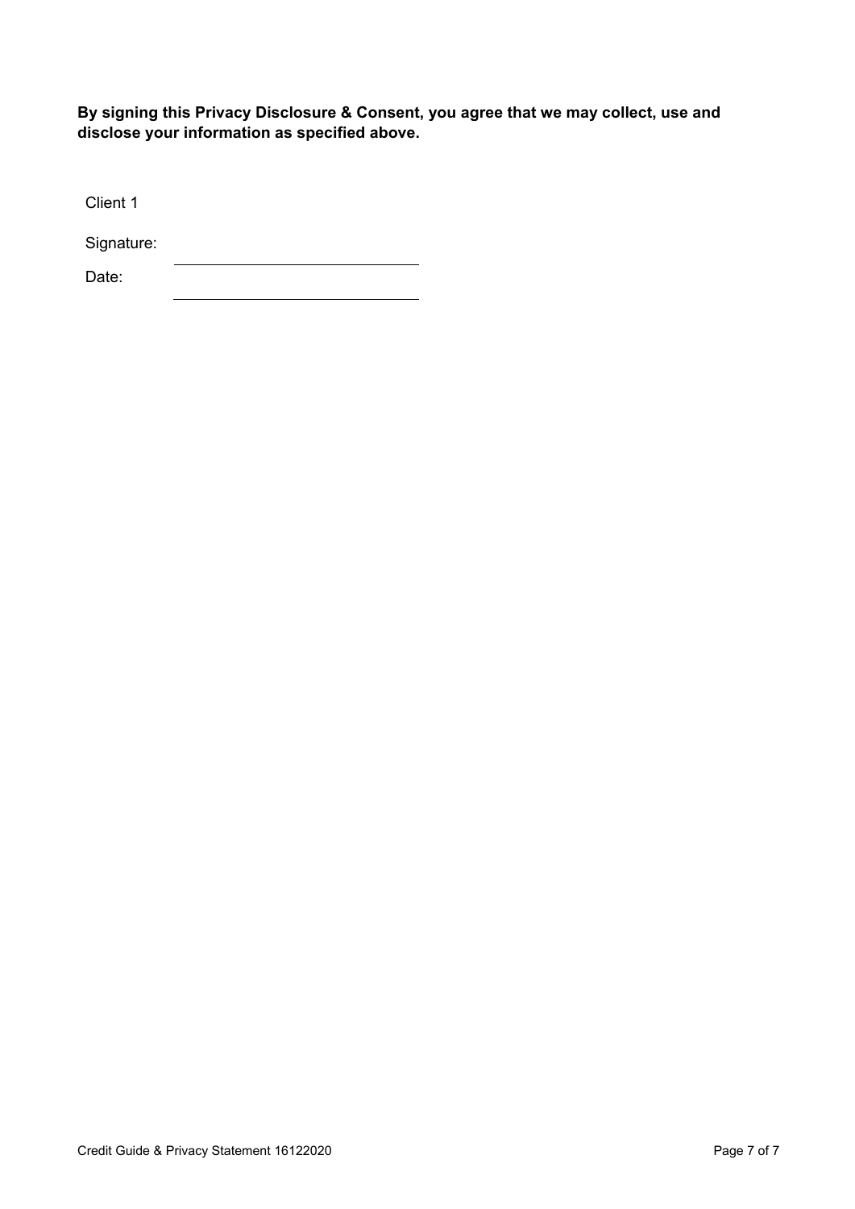**By signing this Privacy Disclosure & Consent, you agree that we may collect, use and disclose your information as specified above.**

Client 1

Signature: \_\_\_\_\_\_\_\_\_\_\_\_\_\_\_\_\_\_\_\_\_\_\_\_\_\_\_\_

Date: \_\_\_\_\_\_\_\_\_\_\_\_\_\_\_\_\_\_\_\_\_\_\_\_\_\_\_\_